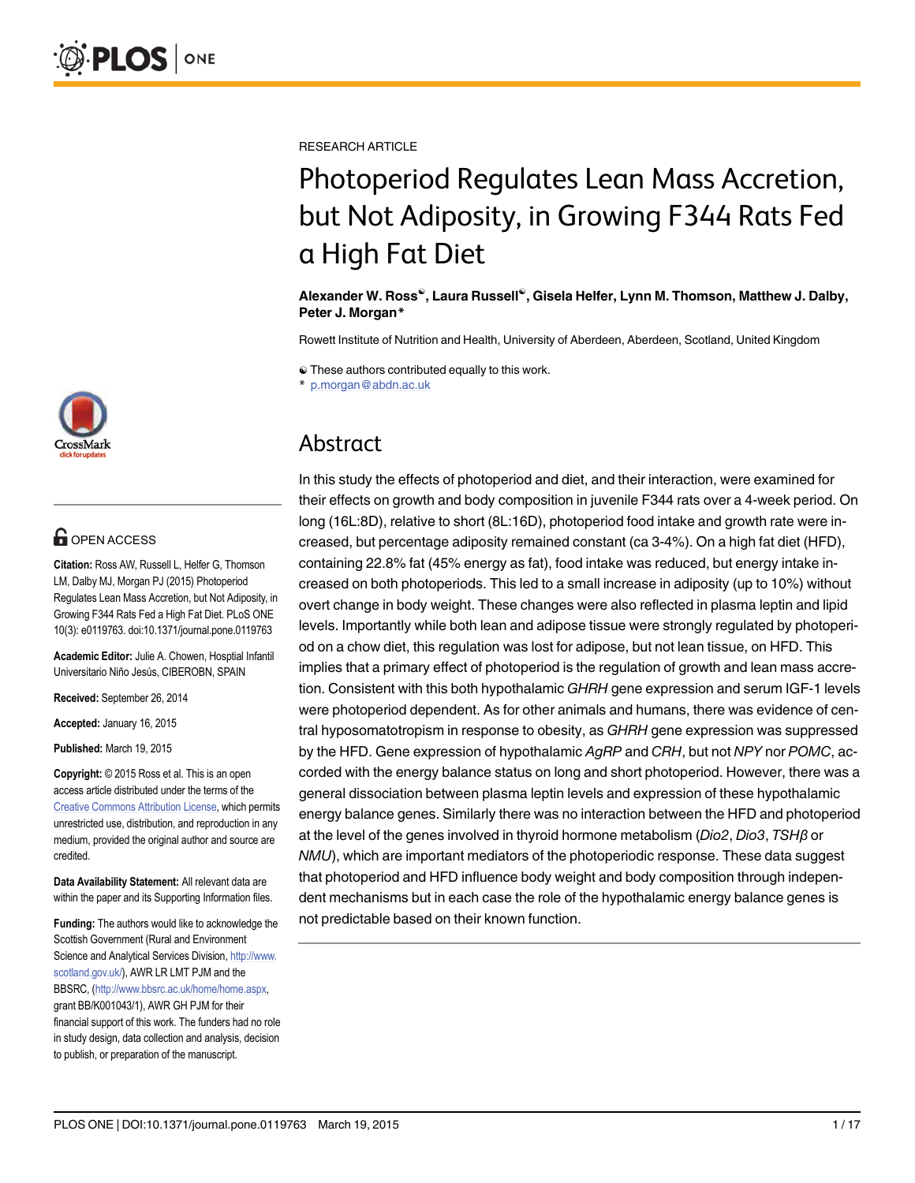RESEARCH ARTICLE

# Photoperiod Regulates Lean Mass Accretion, but Not Adiposity, in Growing F344 Rats Fed a High Fat Diet

**Alexander W. Ross[☯], Laura Russell[☯], Gisela Helfer, Lynn M. Thomson, Matthew J. Dalby, Peter J. Morgan***

Rowett Institute of Nutrition and Health, University of Aberdeen, Aberdeen, Scotland, United Kingdom

☯ These authors contributed equally to this work.
* p.morgan@abdn.ac.uk

## Abstract

In this study the effects of photoperiod and diet, and their interaction, were examined for their effects on growth and body composition in juvenile F344 rats over a 4-week period. On long (16L:8D), relative to short (8L:16D), photoperiod food intake and growth rate were increased, but percentage adiposity remained constant (ca 3-4%). On a high fat diet (HFD), containing 22.8% fat (45% energy as fat), food intake was reduced, but energy intake increased on both photoperiods. This led to a small increase in adiposity (up to 10%) without overt change in body weight. These changes were also reflected in plasma leptin and lipid levels. Importantly while both lean and adipose tissue were strongly regulated by photoperiod on a chow diet, this regulation was lost for adipose, but not lean tissue, on HFD. This implies that a primary effect of photoperiod is the regulation of growth and lean mass accretion. Consistent with this both hypothalamic *GHRH* gene expression and serum IGF-1 levels were photoperiod dependent. As for other animals and humans, there was evidence of central hyposomatotropism in response to obesity, as *GHRH* gene expression was suppressed by the HFD. Gene expression of hypothalamic *AgRP* and *CRH*, but not *NPY* nor *POMC*, accorded with the energy balance status on long and short photoperiod. However, there was a general dissociation between plasma leptin levels and expression of these hypothalamic energy balance genes. Similarly there was no interaction between the HFD and photoperiod at the level of the genes involved in thyroid hormone metabolism (*Dio2*, *Dio3*, *TSHβ* or *NMU*), which are important mediators of the photoperiodic response. These data suggest that photoperiod and HFD influence body weight and body composition through independent mechanisms but in each case the role of the hypothalamic energy balance genes is not predictable based on their known function.

OPEN ACCESS

**Citation:** Ross AW, Russell L, Helfer G, Thomson LM, Dalby MJ, Morgan PJ (2015) Photoperiod Regulates Lean Mass Accretion, but Not Adiposity, in Growing F344 Rats Fed a High Fat Diet. PLoS ONE 10(3): e0119763. doi:10.1371/journal.pone.0119763

**Academic Editor:** Julie A. Chowen, Hosptial Infantil Universitario Niño Jesús, CIBEROBN, SPAIN

**Received:** September 26, 2014

**Accepted:** January 16, 2015

**Published:** March 19, 2015

**Copyright:** © 2015 Ross et al. This is an open access article distributed under the terms of the Creative Commons Attribution License, which permits unrestricted use, distribution, and reproduction in any medium, provided the original author and source are credited.

**Data Availability Statement:** All relevant data are within the paper and its Supporting Information files.

**Funding:** The authors would like to acknowledge the Scottish Government (Rural and Environment Science and Analytical Services Division, http://www.scotland.gov.uk/), AWR LR LMT PJM and the BBSRC, (http://www.bbsrc.ac.uk/home/home.aspx, grant BB/K001043/1), AWR GH PJM for their financial support of this work. The funders had no role in study design, data collection and analysis, decision to publish, or preparation of the manuscript.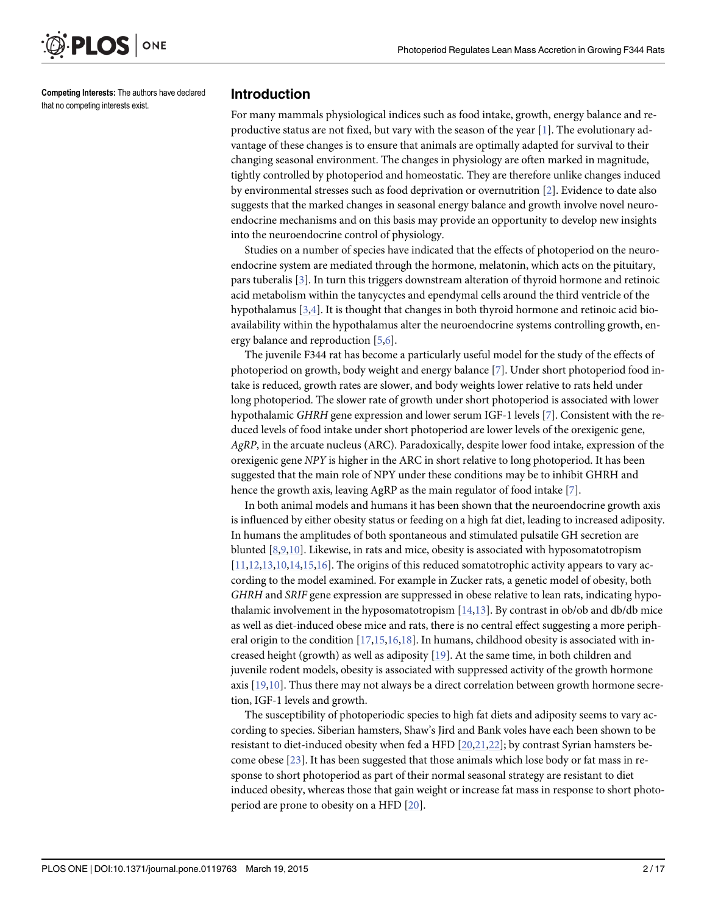**Competing Interests:** The authors have declared that no competing interests exist.

## Introduction

For many mammals physiological indices such as food intake, growth, energy balance and reproductive status are not fixed, but vary with the season of the year [1]. The evolutionary advantage of these changes is to ensure that animals are optimally adapted for survival to their changing seasonal environment. The changes in physiology are often marked in magnitude, tightly controlled by photoperiod and homeostatic. They are therefore unlike changes induced by environmental stresses such as food deprivation or overnutrition [2]. Evidence to date also suggests that the marked changes in seasonal energy balance and growth involve novel neuroendocrine mechanisms and on this basis may provide an opportunity to develop new insights into the neuroendocrine control of physiology.

Studies on a number of species have indicated that the effects of photoperiod on the neuroendocrine system are mediated through the hormone, melatonin, which acts on the pituitary, pars tuberalis [3]. In turn this triggers downstream alteration of thyroid hormone and retinoic acid metabolism within the tanycyctes and ependymal cells around the third ventricle of the hypothalamus [3,4]. It is thought that changes in both thyroid hormone and retinoic acid bioavailability within the hypothalamus alter the neuroendocrine systems controlling growth, energy balance and reproduction [5,6].

The juvenile F344 rat has become a particularly useful model for the study of the effects of photoperiod on growth, body weight and energy balance [7]. Under short photoperiod food intake is reduced, growth rates are slower, and body weights lower relative to rats held under long photoperiod. The slower rate of growth under short photoperiod is associated with lower hypothalamic *GHRH* gene expression and lower serum IGF-1 levels [7]. Consistent with the reduced levels of food intake under short photoperiod are lower levels of the orexigenic gene, *AgRP*, in the arcuate nucleus (ARC). Paradoxically, despite lower food intake, expression of the orexigenic gene *NPY* is higher in the ARC in short relative to long photoperiod. It has been suggested that the main role of NPY under these conditions may be to inhibit GHRH and hence the growth axis, leaving AgRP as the main regulator of food intake [7].

In both animal models and humans it has been shown that the neuroendocrine growth axis is influenced by either obesity status or feeding on a high fat diet, leading to increased adiposity. In humans the amplitudes of both spontaneous and stimulated pulsatile GH secretion are blunted [8,9,10]. Likewise, in rats and mice, obesity is associated with hyposomatotropism [11,12,13,10,14,15,16]. The origins of this reduced somatotrophic activity appears to vary according to the model examined. For example in Zucker rats, a genetic model of obesity, both *GHRH* and *SRIF* gene expression are suppressed in obese relative to lean rats, indicating hypothalamic involvement in the hyposomatotropism [14,13]. By contrast in ob/ob and db/db mice as well as diet-induced obese mice and rats, there is no central effect suggesting a more peripheral origin to the condition [17,15,16,18]. In humans, childhood obesity is associated with increased height (growth) as well as adiposity [19]. At the same time, in both children and juvenile rodent models, obesity is associated with suppressed activity of the growth hormone axis [19,10]. Thus there may not always be a direct correlation between growth hormone secretion, IGF-1 levels and growth.

The susceptibility of photoperiodic species to high fat diets and adiposity seems to vary according to species. Siberian hamsters, Shaw's Jird and Bank voles have each been shown to be resistant to diet-induced obesity when fed a HFD [20,21,22]; by contrast Syrian hamsters become obese [23]. It has been suggested that those animals which lose body or fat mass in response to short photoperiod as part of their normal seasonal strategy are resistant to diet induced obesity, whereas those that gain weight or increase fat mass in response to short photoperiod are prone to obesity on a HFD [20].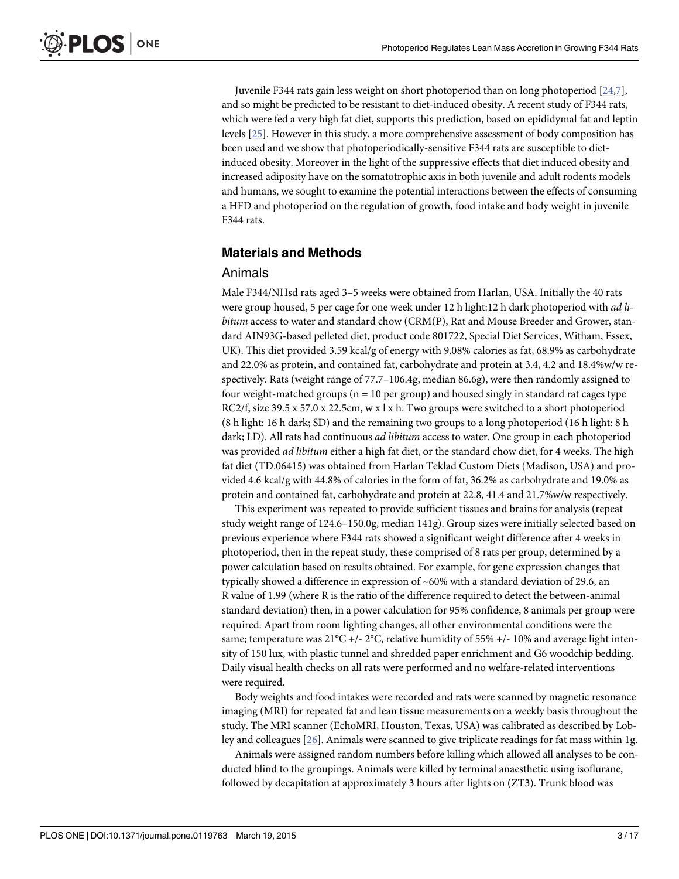Juvenile F344 rats gain less weight on short photoperiod than on long photoperiod [24,7], and so might be predicted to be resistant to diet-induced obesity. A recent study of F344 rats, which were fed a very high fat diet, supports this prediction, based on epididymal fat and leptin levels [25]. However in this study, a more comprehensive assessment of body composition has been used and we show that photoperiodically-sensitive F344 rats are susceptible to diet-induced obesity. Moreover in the light of the suppressive effects that diet induced obesity and increased adiposity have on the somatotrophic axis in both juvenile and adult rodents models and humans, we sought to examine the potential interactions between the effects of consuming a HFD and photoperiod on the regulation of growth, food intake and body weight in juvenile F344 rats.

## Materials and Methods

### Animals

Male F344/NHsd rats aged 3–5 weeks were obtained from Harlan, USA. Initially the 40 rats were group housed, 5 per cage for one week under 12 h light:12 h dark photoperiod with *ad libitum* access to water and standard chow (CRM(P), Rat and Mouse Breeder and Grower, standard AIN93G-based pelleted diet, product code 801722, Special Diet Services, Witham, Essex, UK). This diet provided 3.59 kcal/g of energy with 9.08% calories as fat, 68.9% as carbohydrate and 22.0% as protein, and contained fat, carbohydrate and protein at 3.4, 4.2 and 18.4%w/w respectively. Rats (weight range of 77.7–106.4g, median 86.6g), were then randomly assigned to four weight-matched groups (n = 10 per group) and housed singly in standard rat cages type RC2/f, size 39.5 x 57.0 x 22.5cm, w x l x h. Two groups were switched to a short photoperiod (8 h light: 16 h dark; SD) and the remaining two groups to a long photoperiod (16 h light: 8 h dark; LD). All rats had continuous *ad libitum* access to water. One group in each photoperiod was provided *ad libitum* either a high fat diet, or the standard chow diet, for 4 weeks. The high fat diet (TD.06415) was obtained from Harlan Teklad Custom Diets (Madison, USA) and provided 4.6 kcal/g with 44.8% of calories in the form of fat, 36.2% as carbohydrate and 19.0% as protein and contained fat, carbohydrate and protein at 22.8, 41.4 and 21.7%w/w respectively.

This experiment was repeated to provide sufficient tissues and brains for analysis (repeat study weight range of 124.6–150.0g, median 141g). Group sizes were initially selected based on previous experience where F344 rats showed a significant weight difference after 4 weeks in photoperiod, then in the repeat study, these comprised of 8 rats per group, determined by a power calculation based on results obtained. For example, for gene expression changes that typically showed a difference in expression of ~60% with a standard deviation of 29.6, an R value of 1.99 (where R is the ratio of the difference required to detect the between-animal standard deviation) then, in a power calculation for 95% confidence, 8 animals per group were required. Apart from room lighting changes, all other environmental conditions were the same; temperature was 21°C +/- 2°C, relative humidity of 55% +/- 10% and average light intensity of 150 lux, with plastic tunnel and shredded paper enrichment and G6 woodchip bedding. Daily visual health checks on all rats were performed and no welfare-related interventions were required.

Body weights and food intakes were recorded and rats were scanned by magnetic resonance imaging (MRI) for repeated fat and lean tissue measurements on a weekly basis throughout the study. The MRI scanner (EchoMRI, Houston, Texas, USA) was calibrated as described by Lobley and colleagues [26]. Animals were scanned to give triplicate readings for fat mass within 1g.

Animals were assigned random numbers before killing which allowed all analyses to be conducted blind to the groupings. Animals were killed by terminal anaesthetic using isoflurane, followed by decapitation at approximately 3 hours after lights on (ZT3). Trunk blood was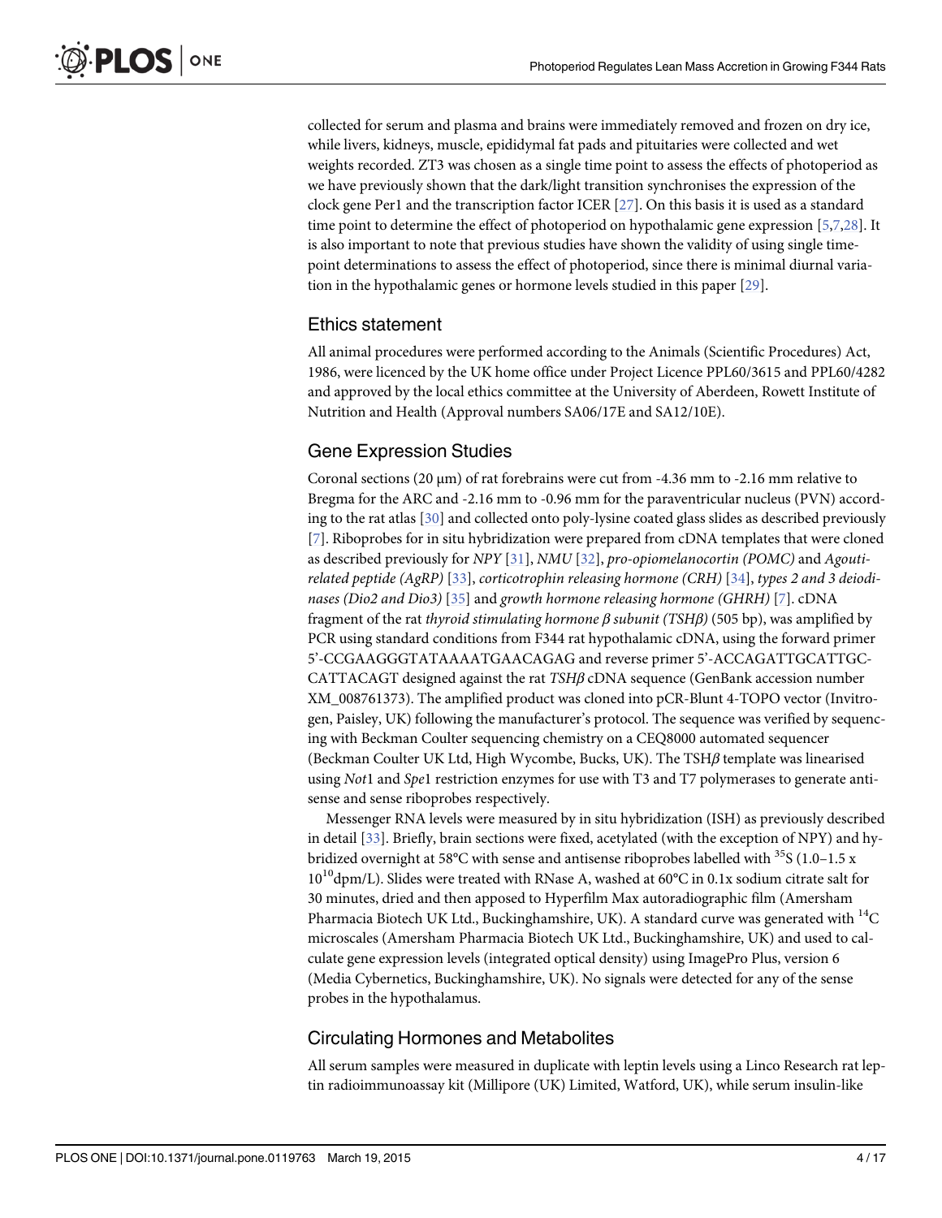collected for serum and plasma and brains were immediately removed and frozen on dry ice, while livers, kidneys, muscle, epididymal fat pads and pituitaries were collected and wet weights recorded. ZT3 was chosen as a single time point to assess the effects of photoperiod as we have previously shown that the dark/light transition synchronises the expression of the clock gene Per1 and the transcription factor ICER [27]. On this basis it is used as a standard time point to determine the effect of photoperiod on hypothalamic gene expression [5,7,28]. It is also important to note that previous studies have shown the validity of using single time-point determinations to assess the effect of photoperiod, since there is minimal diurnal variation in the hypothalamic genes or hormone levels studied in this paper [29].

## Ethics statement

All animal procedures were performed according to the Animals (Scientific Procedures) Act, 1986, were licenced by the UK home office under Project Licence PPL60/3615 and PPL60/4282 and approved by the local ethics committee at the University of Aberdeen, Rowett Institute of Nutrition and Health (Approval numbers SA06/17E and SA12/10E).

## Gene Expression Studies

Coronal sections (20 μm) of rat forebrains were cut from -4.36 mm to -2.16 mm relative to Bregma for the ARC and -2.16 mm to -0.96 mm for the paraventricular nucleus (PVN) according to the rat atlas [30] and collected onto poly-lysine coated glass slides as described previously [7]. Riboprobes for in situ hybridization were prepared from cDNA templates that were cloned as described previously for *NPY* [31], *NMU* [32], *pro-opiomelanocortin (POMC)* and *Agouti-related peptide (AgRP)* [33], *corticotrophin releasing hormone (CRH)* [34], *types 2 and 3 deiodinases (Dio2 and Dio3)* [35] and *growth hormone releasing hormone (GHRH)* [7]. cDNA fragment of the rat *thyroid stimulating hormone β subunit (TSHβ)* (505 bp), was amplified by PCR using standard conditions from F344 rat hypothalamic cDNA, using the forward primer 5'-CCGAAGGGTATAAAATGAACAGAG and reverse primer 5'-ACCAGATTGCATTGC-CATTACAGT designed against the rat *TSHβ* cDNA sequence (GenBank accession number XM_008761373). The amplified product was cloned into pCR-Blunt 4-TOPO vector (Invitrogen, Paisley, UK) following the manufacturer's protocol. The sequence was verified by sequencing with Beckman Coulter sequencing chemistry on a CEQ8000 automated sequencer (Beckman Coulter UK Ltd, High Wycombe, Bucks, UK). The TSH*β* template was linearised using *Not*1 and *Spe*1 restriction enzymes for use with T3 and T7 polymerases to generate antisense and sense riboprobes respectively.

Messenger RNA levels were measured by in situ hybridization (ISH) as previously described in detail [33]. Briefly, brain sections were fixed, acetylated (with the exception of NPY) and hybridized overnight at 58°C with sense and antisense riboprobes labelled with $^{35}$S (1.0–1.5 x $10^{10}$dpm/L). Slides were treated with RNase A, washed at 60°C in 0.1x sodium citrate salt for 30 minutes, dried and then apposed to Hyperfilm Max autoradiographic film (Amersham Pharmacia Biotech UK Ltd., Buckinghamshire, UK). A standard curve was generated with $^{14}$C microscales (Amersham Pharmacia Biotech UK Ltd., Buckinghamshire, UK) and used to calculate gene expression levels (integrated optical density) using ImagePro Plus, version 6 (Media Cybernetics, Buckinghamshire, UK). No signals were detected for any of the sense probes in the hypothalamus.

## Circulating Hormones and Metabolites

All serum samples were measured in duplicate with leptin levels using a Linco Research rat leptin radioimmunoassay kit (Millipore (UK) Limited, Watford, UK), while serum insulin-like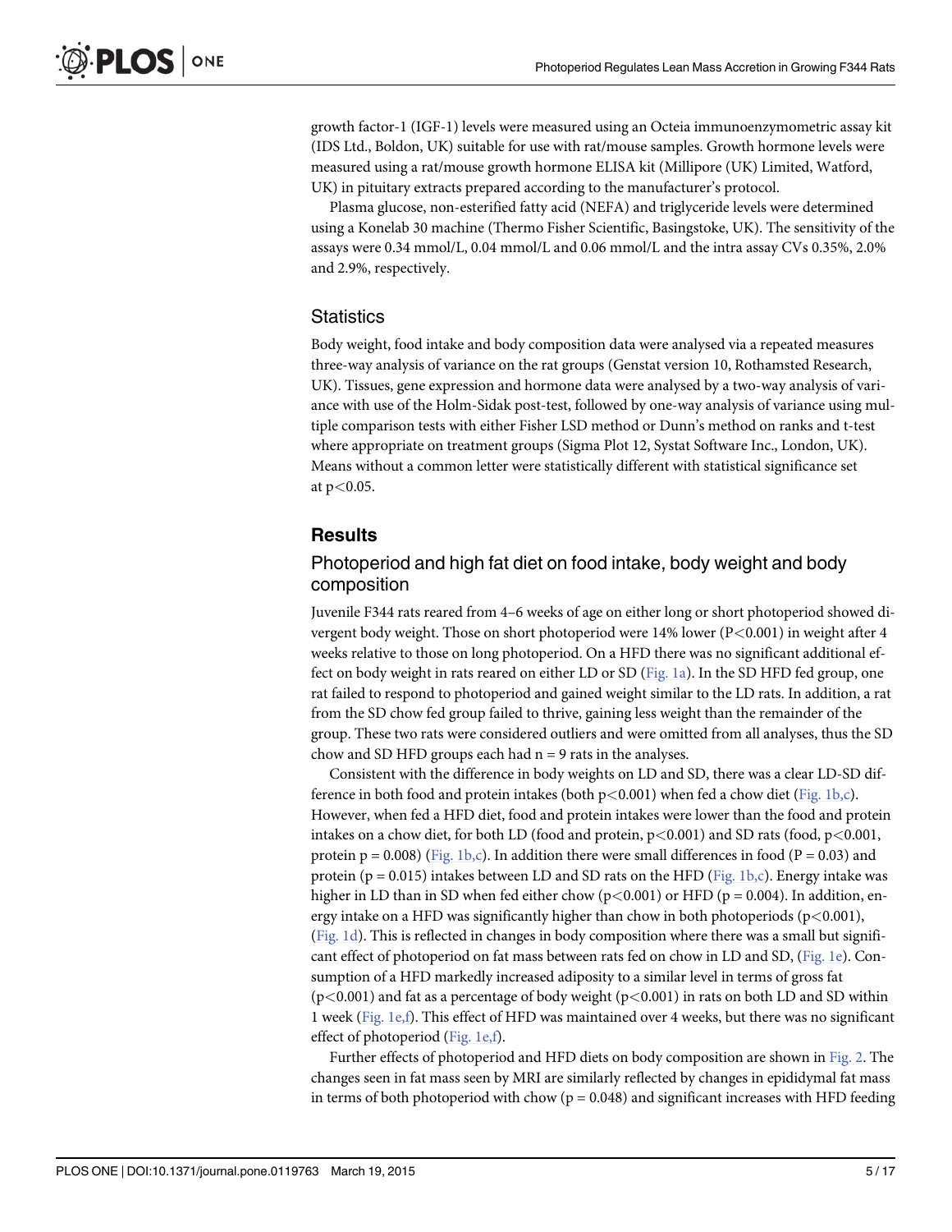growth factor-1 (IGF-1) levels were measured using an Octeia immunoenzymometric assay kit (IDS Ltd., Boldon, UK) suitable for use with rat/mouse samples. Growth hormone levels were measured using a rat/mouse growth hormone ELISA kit (Millipore (UK) Limited, Watford, UK) in pituitary extracts prepared according to the manufacturer's protocol.

Plasma glucose, non-esterified fatty acid (NEFA) and triglyceride levels were determined using a Konelab 30 machine (Thermo Fisher Scientific, Basingstoke, UK). The sensitivity of the assays were 0.34 mmol/L, 0.04 mmol/L and 0.06 mmol/L and the intra assay CVs 0.35%, 2.0% and 2.9%, respectively.

## Statistics

Body weight, food intake and body composition data were analysed via a repeated measures three-way analysis of variance on the rat groups (Genstat version 10, Rothamsted Research, UK). Tissues, gene expression and hormone data were analysed by a two-way analysis of variance with use of the Holm-Sidak post-test, followed by one-way analysis of variance using multiple comparison tests with either Fisher LSD method or Dunn's method on ranks and t-test where appropriate on treatment groups (Sigma Plot 12, Systat Software Inc., London, UK). Means without a common letter were statistically different with statistical significance set at $p<0.05$.

# Results

## Photoperiod and high fat diet on food intake, body weight and body composition

Juvenile F344 rats reared from 4–6 weeks of age on either long or short photoperiod showed divergent body weight. Those on short photoperiod were 14% lower ($P<0.001$) in weight after 4 weeks relative to those on long photoperiod. On a HFD there was no significant additional effect on body weight in rats reared on either LD or SD (Fig. 1a). In the SD HFD fed group, one rat failed to respond to photoperiod and gained weight similar to the LD rats. In addition, a rat from the SD chow fed group failed to thrive, gaining less weight than the remainder of the group. These two rats were considered outliers and were omitted from all analyses, thus the SD chow and SD HFD groups each had $n = 9$ rats in the analyses.

Consistent with the difference in body weights on LD and SD, there was a clear LD-SD difference in both food and protein intakes (both $p<0.001$) when fed a chow diet (Fig. 1b,c). However, when fed a HFD diet, food and protein intakes were lower than the food and protein intakes on a chow diet, for both LD (food and protein, $p<0.001$) and SD rats (food, $p<0.001$, protein $p = 0.008$) (Fig. 1b,c). In addition there were small differences in food ($P = 0.03$) and protein ($p = 0.015$) intakes between LD and SD rats on the HFD (Fig. 1b,c). Energy intake was higher in LD than in SD when fed either chow ($p<0.001$) or HFD ($p = 0.004$). In addition, energy intake on a HFD was significantly higher than chow in both photoperiods ($p<0.001$), (Fig. 1d). This is reflected in changes in body composition where there was a small but significant effect of photoperiod on fat mass between rats fed on chow in LD and SD, (Fig. 1e). Consumption of a HFD markedly increased adiposity to a similar level in terms of gross fat ($p<0.001$) and fat as a percentage of body weight ($p<0.001$) in rats on both LD and SD within 1 week (Fig. 1e,f). This effect of HFD was maintained over 4 weeks, but there was no significant effect of photoperiod (Fig. 1e,f).

Further effects of photoperiod and HFD diets on body composition are shown in Fig. 2. The changes seen in fat mass seen by MRI are similarly reflected by changes in epididymal fat mass in terms of both photoperiod with chow ($p = 0.048$) and significant increases with HFD feeding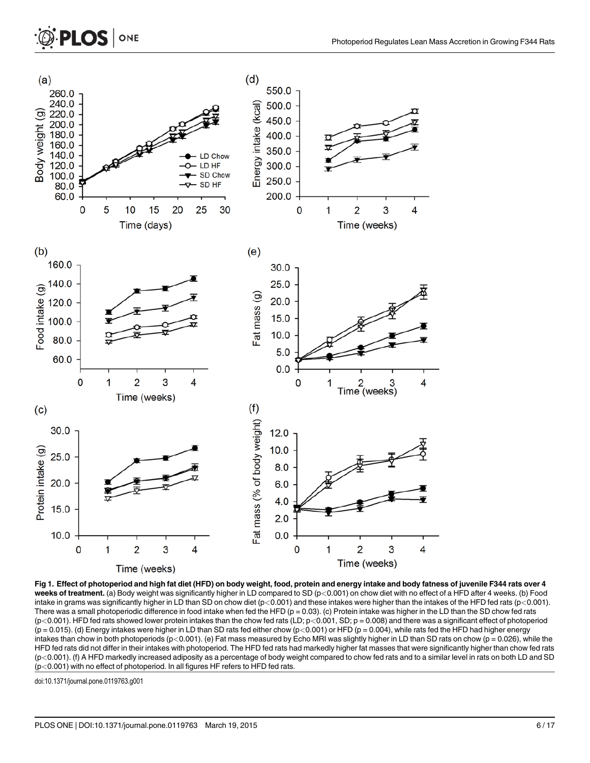**Fig 1. Effect of photoperiod and high fat diet (HFD) on body weight, food, protein and energy intake and body fatness of juvenile F344 rats over 4 weeks of treatment.** (a) Body weight was significantly higher in LD compared to SD ($p<0.001$) on chow diet with no effect of a HFD after 4 weeks. (b) Food intake in grams was significantly higher in LD than SD on chow diet ($p<0.001$) and these intakes were higher than the intakes of the HFD fed rats ($p<0.001$). There was a small photoperiodic difference in food intake when fed the HFD ($p = 0.03$). (c) Protein intake was higher in the LD than the SD chow fed rats ($p<0.001$). HFD fed rats showed lower protein intakes than the chow fed rats (LD; $p<0.001$, SD; $p = 0.008$) and there was a significant effect of photoperiod ($p = 0.015$). (d) Energy intakes were higher in LD than SD rats fed either chow ($p<0.001$) or HFD ($p = 0.004$), while rats fed the HFD had higher energy intakes than chow in both photoperiods ($p<0.001$). (e) Fat mass measured by Echo MRI was slightly higher in LD than SD rats on chow ($p = 0.026$), while the HFD fed rats did not differ in their intakes with photoperiod. The HFD fed rats had markedly higher fat masses that were significantly higher than chow fed rats ($p<0.001$). (f) A HFD markedly increased adiposity as a percentage of body weight compared to chow fed rats and to a similar level in rats on both LD and SD ($p<0.001$) with no effect of photoperiod. In all figures HF refers to HFD fed rats.

doi:10.1371/journal.pone.0119763.g001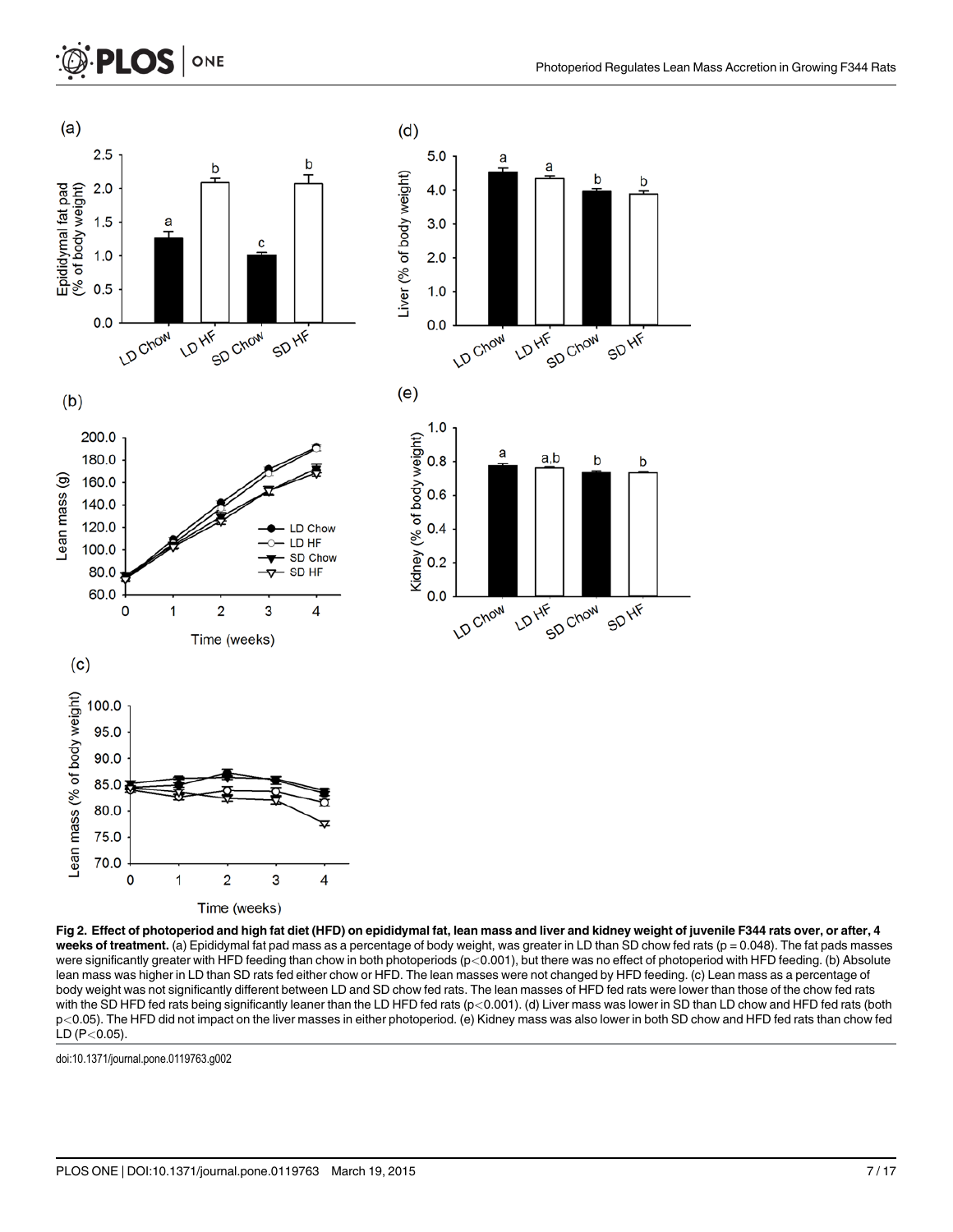**Fig 2. Effect of photoperiod and high fat diet (HFD) on epididymal fat, lean mass and liver and kidney weight of juvenile F344 rats over, or after, 4 weeks of treatment.** (a) Epididymal fat pad mass as a percentage of body weight, was greater in LD than SD chow fed rats ($p = 0.048$). The fat pads masses were significantly greater with HFD feeding than chow in both photoperiods ($p < 0.001$), but there was no effect of photoperiod with HFD feeding. (b) Absolute lean mass was higher in LD than SD rats fed either chow or HFD. The lean masses were not changed by HFD feeding. (c) Lean mass as a percentage of body weight was not significantly different between LD and SD chow fed rats. The lean masses of HFD fed rats were lower than those of the chow fed rats with the SD HFD fed rats being significantly leaner than the LD HFD fed rats ($p < 0.001$). (d) Liver mass was lower in SD than LD chow and HFD fed rats (both $p < 0.05$). The HFD did not impact on the liver masses in either photoperiod. (e) Kidney mass was also lower in both SD chow and HFD fed rats than chow fed LD ($P < 0.05$).

doi:10.1371/journal.pone.0119763.g002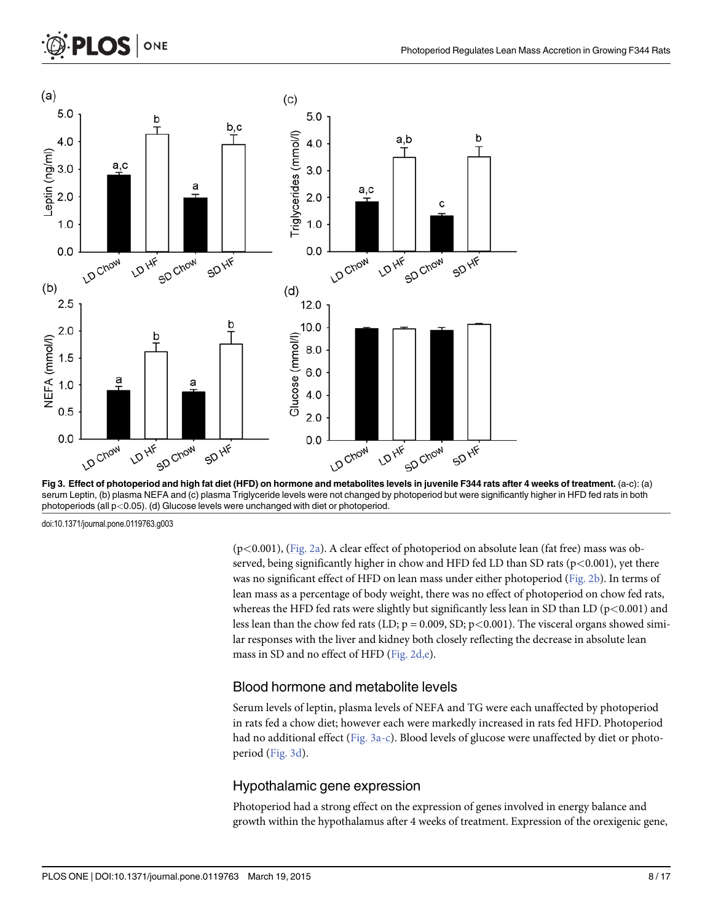**Fig 3. Effect of photoperiod and high fat diet (HFD) on hormone and metabolites levels in juvenile F344 rats after 4 weeks of treatment.** (a-c): (a) serum Leptin, (b) plasma NEFA and (c) plasma Triglyceride levels were not changed by photoperiod but were significantly higher in HFD fed rats in both photoperiods (all $p<0.05$). (d) Glucose levels were unchanged with diet or photoperiod.

doi:10.1371/journal.pone.0119763.g003

($p<0.001$), (Fig. 2a). A clear effect of photoperiod on absolute lean (fat free) mass was observed, being significantly higher in chow and HFD fed LD than SD rats ($p<0.001$), yet there was no significant effect of HFD on lean mass under either photoperiod (Fig. 2b). In terms of lean mass as a percentage of body weight, there was no effect of photoperiod on chow fed rats, whereas the HFD fed rats were slightly but significantly less lean in SD than LD ($p<0.001$) and less lean than the chow fed rats (LD; $p = 0.009$, SD; $p<0.001$). The visceral organs showed similar responses with the liver and kidney both closely reflecting the decrease in absolute lean mass in SD and no effect of HFD (Fig. 2d,e).

## Blood hormone and metabolite levels

Serum levels of leptin, plasma levels of NEFA and TG were each unaffected by photoperiod in rats fed a chow diet; however each were markedly increased in rats fed HFD. Photoperiod had no additional effect (Fig. 3a-c). Blood levels of glucose were unaffected by diet or photoperiod (Fig. 3d).

## Hypothalamic gene expression

Photoperiod had a strong effect on the expression of genes involved in energy balance and growth within the hypothalamus after 4 weeks of treatment. Expression of the orexigenic gene,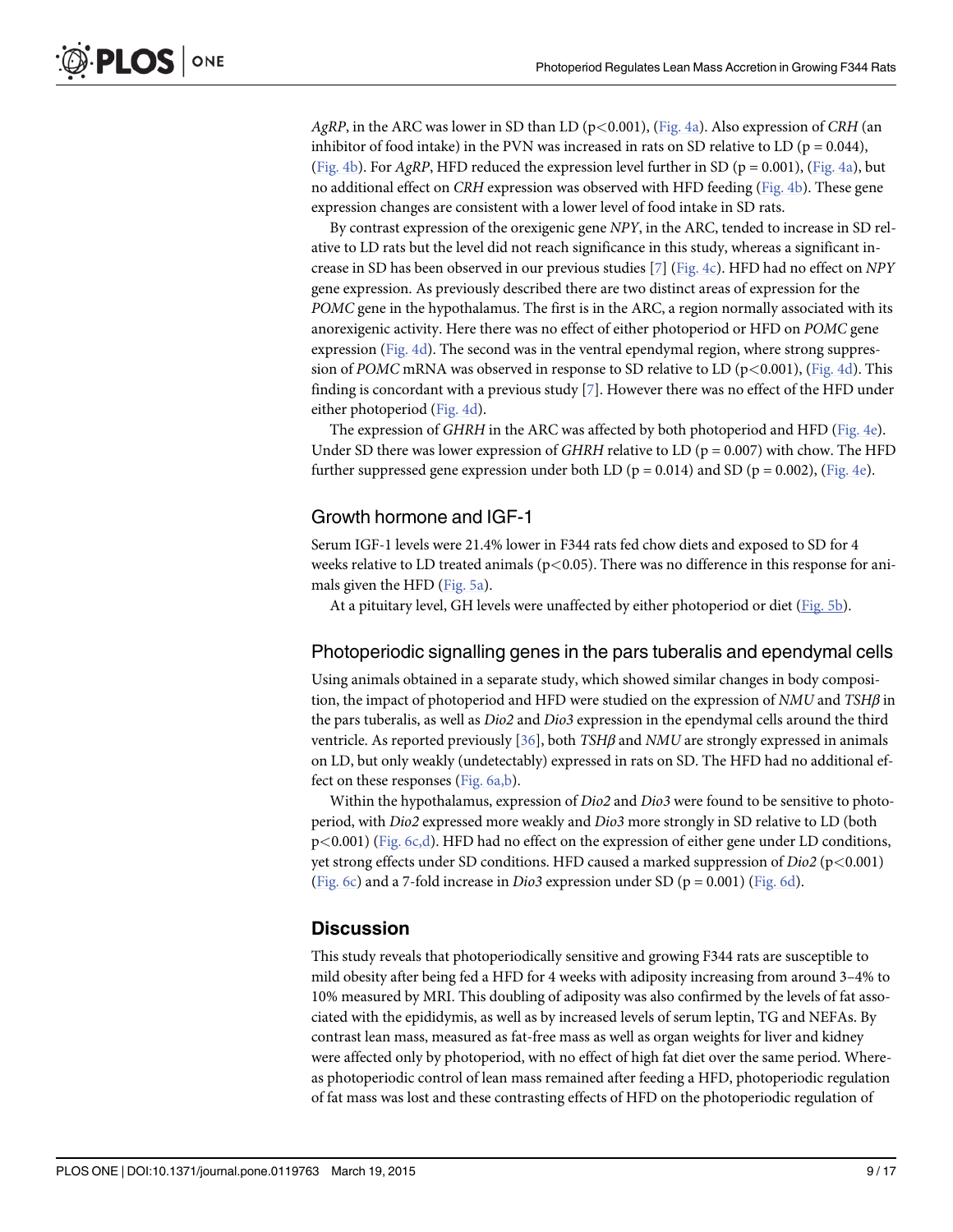*AgRP*, in the ARC was lower in SD than LD ($p<0.001$), (Fig. 4a). Also expression of *CRH* (an inhibitor of food intake) in the PVN was increased in rats on SD relative to LD ($p = 0.044$), (Fig. 4b). For *AgRP*, HFD reduced the expression level further in SD ($p = 0.001$), (Fig. 4a), but no additional effect on *CRH* expression was observed with HFD feeding (Fig. 4b). These gene expression changes are consistent with a lower level of food intake in SD rats.

By contrast expression of the orexigenic gene *NPY*, in the ARC, tended to increase in SD relative to LD rats but the level did not reach significance in this study, whereas a significant increase in SD has been observed in our previous studies [7] (Fig. 4c). HFD had no effect on *NPY* gene expression. As previously described there are two distinct areas of expression for the *POMC* gene in the hypothalamus. The first is in the ARC, a region normally associated with its anorexigenic activity. Here there was no effect of either photoperiod or HFD on *POMC* gene expression (Fig. 4d). The second was in the ventral ependymal region, where strong suppression of *POMC* mRNA was observed in response to SD relative to LD ($p<0.001$), (Fig. 4d). This finding is concordant with a previous study [7]. However there was no effect of the HFD under either photoperiod (Fig. 4d).

The expression of *GHRH* in the ARC was affected by both photoperiod and HFD (Fig. 4e). Under SD there was lower expression of *GHRH* relative to LD ($p = 0.007$) with chow. The HFD further suppressed gene expression under both LD ($p = 0.014$) and SD ($p = 0.002$), (Fig. 4e).

## Growth hormone and IGF-1

Serum IGF-1 levels were 21.4% lower in F344 rats fed chow diets and exposed to SD for 4 weeks relative to LD treated animals ($p<0.05$). There was no difference in this response for animals given the HFD (Fig. 5a).

At a pituitary level, GH levels were unaffected by either photoperiod or diet (Fig. 5b).

## Photoperiodic signalling genes in the pars tuberalis and ependymal cells

Using animals obtained in a separate study, which showed similar changes in body composition, the impact of photoperiod and HFD were studied on the expression of *NMU* and *TSHβ* in the pars tuberalis, as well as *Dio2* and *Dio3* expression in the ependymal cells around the third ventricle. As reported previously [36], both *TSHβ* and *NMU* are strongly expressed in animals on LD, but only weakly (undetectably) expressed in rats on SD. The HFD had no additional effect on these responses (Fig. 6a,b).

Within the hypothalamus, expression of *Dio2* and *Dio3* were found to be sensitive to photoperiod, with *Dio2* expressed more weakly and *Dio3* more strongly in SD relative to LD (both $p<0.001$) (Fig. 6c,d). HFD had no effect on the expression of either gene under LD conditions, yet strong effects under SD conditions. HFD caused a marked suppression of *Dio2* ($p<0.001$) (Fig. 6c) and a 7-fold increase in *Dio3* expression under SD ($p = 0.001$) (Fig. 6d).

## Discussion

This study reveals that photoperiodically sensitive and growing F344 rats are susceptible to mild obesity after being fed a HFD for 4 weeks with adiposity increasing from around 3–4% to 10% measured by MRI. This doubling of adiposity was also confirmed by the levels of fat associated with the epididymis, as well as by increased levels of serum leptin, TG and NEFAs. By contrast lean mass, measured as fat-free mass as well as organ weights for liver and kidney were affected only by photoperiod, with no effect of high fat diet over the same period. Whereas photoperiodic control of lean mass remained after feeding a HFD, photoperiodic regulation of fat mass was lost and these contrasting effects of HFD on the photoperiodic regulation of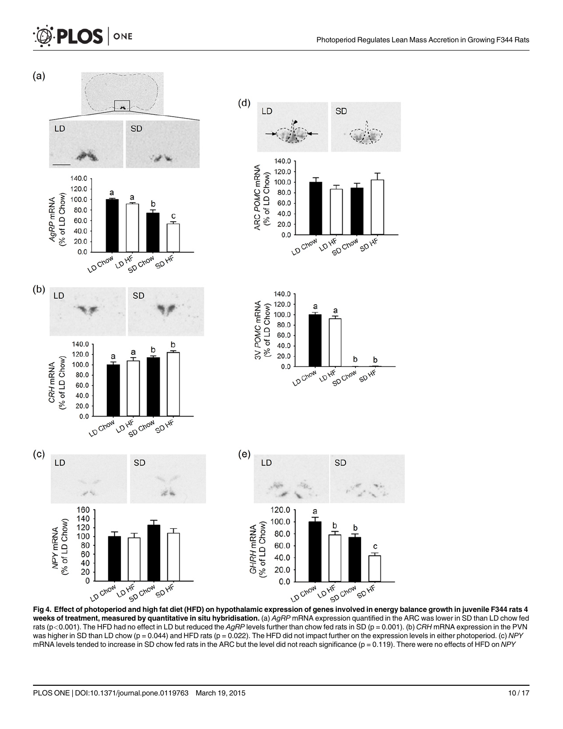**Fig 4. Effect of photoperiod and high fat diet (HFD) on hypothalamic expression of genes involved in energy balance growth in juvenile F344 rats 4 weeks of treatment, measured by quantitative in situ hybridisation.** (a) *AgRP* mRNA expression quantified in the ARC was lower in SD than LD chow fed rats ($p<0.001$). The HFD had no effect in LD but reduced the *AgRP* levels further than chow fed rats in SD ($p = 0.001$). (b) *CRH* mRNA expression in the PVN was higher in SD than LD chow ($p = 0.044$) and HFD rats ($p = 0.022$). The HFD did not impact further on the expression levels in either photoperiod. (c) *NPY* mRNA levels tended to increase in SD chow fed rats in the ARC but the level did not reach significance ($p = 0.119$). There were no effects of HFD on *NPY*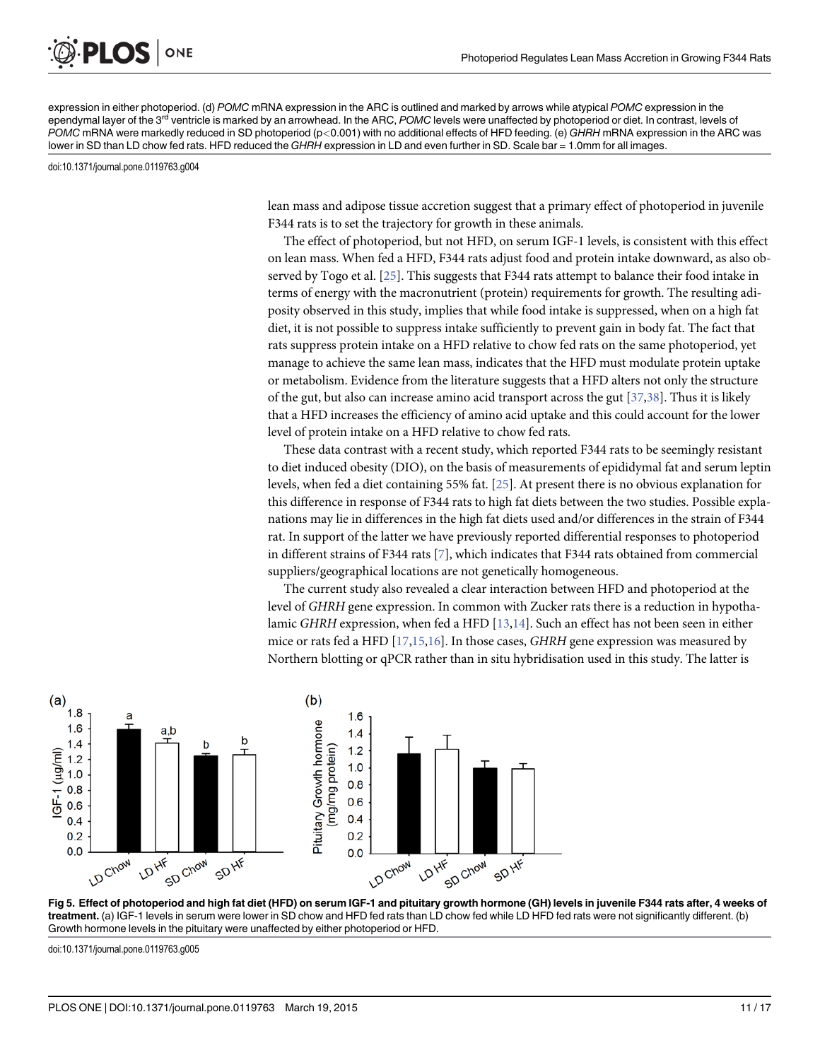expression in either photoperiod. (d) *POMC* mRNA expression in the ARC is outlined and marked by arrows while atypical *POMC* expression in the ependymal layer of the 3[rd] ventricle is marked by an arrowhead. In the ARC, *POMC* levels were unaffected by photoperiod or diet. In contrast, levels of *POMC* mRNA were markedly reduced in SD photoperiod ($p<0.001$) with no additional effects of HFD feeding. (e) *GHRH* mRNA expression in the ARC was lower in SD than LD chow fed rats. HFD reduced the *GHRH* expression in LD and even further in SD. Scale bar = 1.0mm for all images.

doi:10.1371/journal.pone.0119763.g004

lean mass and adipose tissue accretion suggest that a primary effect of photoperiod in juvenile F344 rats is to set the trajectory for growth in these animals.

The effect of photoperiod, but not HFD, on serum IGF-1 levels, is consistent with this effect on lean mass. When fed a HFD, F344 rats adjust food and protein intake downward, as also observed by Togo et al. [25]. This suggests that F344 rats attempt to balance their food intake in terms of energy with the macronutrient (protein) requirements for growth. The resulting adiposity observed in this study, implies that while food intake is suppressed, when on a high fat diet, it is not possible to suppress intake sufficiently to prevent gain in body fat. The fact that rats suppress protein intake on a HFD relative to chow fed rats on the same photoperiod, yet manage to achieve the same lean mass, indicates that the HFD must modulate protein uptake or metabolism. Evidence from the literature suggests that a HFD alters not only the structure of the gut, but also can increase amino acid transport across the gut [37,38]. Thus it is likely that a HFD increases the efficiency of amino acid uptake and this could account for the lower level of protein intake on a HFD relative to chow fed rats.

These data contrast with a recent study, which reported F344 rats to be seemingly resistant to diet induced obesity (DIO), on the basis of measurements of epididymal fat and serum leptin levels, when fed a diet containing 55% fat. [25]. At present there is no obvious explanation for this difference in response of F344 rats to high fat diets between the two studies. Possible explanations may lie in differences in the high fat diets used and/or differences in the strain of F344 rat. In support of the latter we have previously reported differential responses to photoperiod in different strains of F344 rats [7], which indicates that F344 rats obtained from commercial suppliers/geographical locations are not genetically homogeneous.

The current study also revealed a clear interaction between HFD and photoperiod at the level of *GHRH* gene expression. In common with Zucker rats there is a reduction in hypothalamic *GHRH* expression, when fed a HFD [13,14]. Such an effect has not been seen in either mice or rats fed a HFD [17,15,16]. In those cases, *GHRH* gene expression was measured by Northern blotting or qPCR rather than in situ hybridisation used in this study. The latter is

**Fig 5. Effect of photoperiod and high fat diet (HFD) on serum IGF-1 and pituitary growth hormone (GH) levels in juvenile F344 rats after, 4 weeks of treatment.** (a) IGF-1 levels in serum were lower in SD chow and HFD fed rats than LD chow fed while LD HFD fed rats were not significantly different. (b) Growth hormone levels in the pituitary were unaffected by either photoperiod or HFD.

doi:10.1371/journal.pone.0119763.g005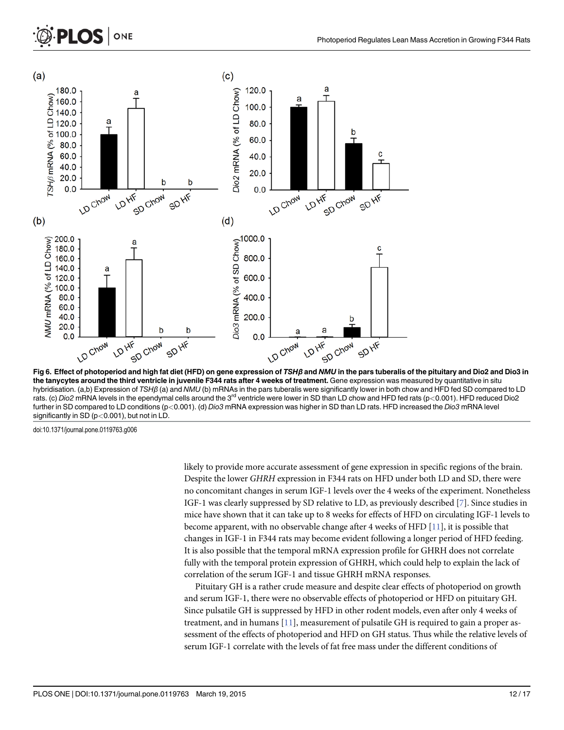**Fig 6. Effect of photoperiod and high fat diet (HFD) on gene expression of *TSHβ* and *NMU* in the pars tuberalis of the pituitary and Dio2 and Dio3 in the tanycytes around the third ventricle in juvenile F344 rats after 4 weeks of treatment.** Gene expression was measured by quantitative in situ hybridisation. (a,b) Expression of *TSHβ* (a) and *NMU* (b) mRNAs in the pars tuberalis were significantly lower in both chow and HFD fed SD compared to LD rats. (c) *Dio2* mRNA levels in the ependymal cells around the 3rd ventricle were lower in SD than LD chow and HFD fed rats ($p<0.001$). HFD reduced Dio2 further in SD compared to LD conditions ($p<0.001$). (d) *Dio3* mRNA expression was higher in SD than LD rats. HFD increased the *Dio3* mRNA level significantly in SD ($p<0.001$), but not in LD.

doi:10.1371/journal.pone.0119763.g006

likely to provide more accurate assessment of gene expression in specific regions of the brain. Despite the lower *GHRH* expression in F344 rats on HFD under both LD and SD, there were no concomitant changes in serum IGF-1 levels over the 4 weeks of the experiment. Nonetheless IGF-1 was clearly suppressed by SD relative to LD, as previously described [7]. Since studies in mice have shown that it can take up to 8 weeks for effects of HFD on circulating IGF-1 levels to become apparent, with no observable change after 4 weeks of HFD [11], it is possible that changes in IGF-1 in F344 rats may become evident following a longer period of HFD feeding. It is also possible that the temporal mRNA expression profile for GHRH does not correlate fully with the temporal protein expression of GHRH, which could help to explain the lack of correlation of the serum IGF-1 and tissue GHRH mRNA responses.

Pituitary GH is a rather crude measure and despite clear effects of photoperiod on growth and serum IGF-1, there were no observable effects of photoperiod or HFD on pituitary GH. Since pulsatile GH is suppressed by HFD in other rodent models, even after only 4 weeks of treatment, and in humans [11], measurement of pulsatile GH is required to gain a proper assessment of the effects of photoperiod and HFD on GH status. Thus while the relative levels of serum IGF-1 correlate with the levels of fat free mass under the different conditions of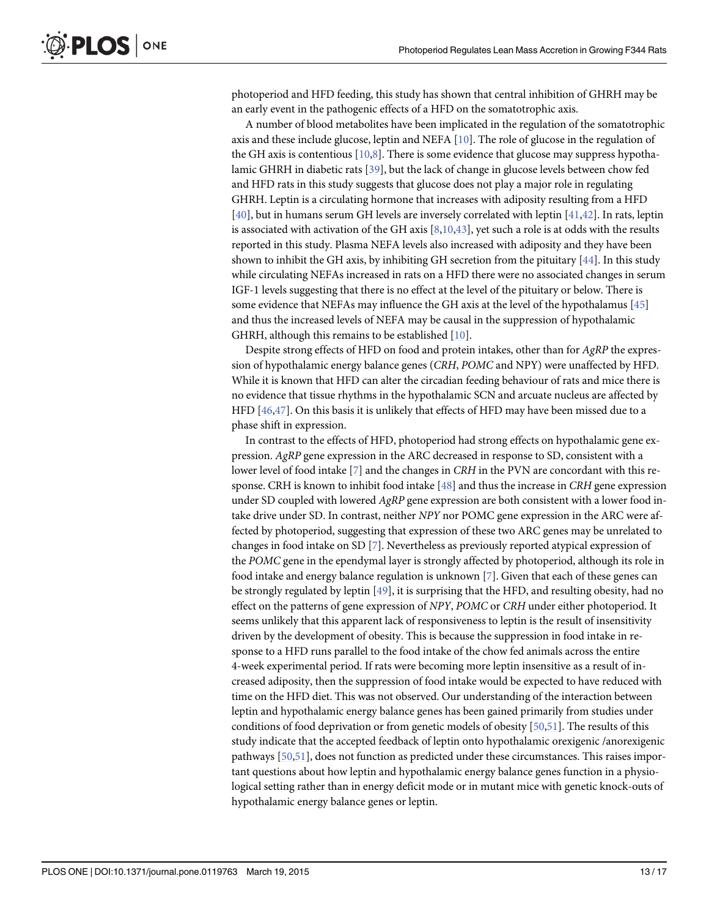photoperiod and HFD feeding, this study has shown that central inhibition of GHRH may be an early event in the pathogenic effects of a HFD on the somatotrophic axis.

A number of blood metabolites have been implicated in the regulation of the somatotrophic axis and these include glucose, leptin and NEFA [10]. The role of glucose in the regulation of the GH axis is contentious [10,8]. There is some evidence that glucose may suppress hypothalamic GHRH in diabetic rats [39], but the lack of change in glucose levels between chow fed and HFD rats in this study suggests that glucose does not play a major role in regulating GHRH. Leptin is a circulating hormone that increases with adiposity resulting from a HFD [40], but in humans serum GH levels are inversely correlated with leptin [41,42]. In rats, leptin is associated with activation of the GH axis [8,10,43], yet such a role is at odds with the results reported in this study. Plasma NEFA levels also increased with adiposity and they have been shown to inhibit the GH axis, by inhibiting GH secretion from the pituitary [44]. In this study while circulating NEFAs increased in rats on a HFD there were no associated changes in serum IGF-1 levels suggesting that there is no effect at the level of the pituitary or below. There is some evidence that NEFAs may influence the GH axis at the level of the hypothalamus [45] and thus the increased levels of NEFA may be causal in the suppression of hypothalamic GHRH, although this remains to be established [10].

Despite strong effects of HFD on food and protein intakes, other than for *AgRP* the expression of hypothalamic energy balance genes (*CRH*, *POMC* and NPY) were unaffected by HFD. While it is known that HFD can alter the circadian feeding behaviour of rats and mice there is no evidence that tissue rhythms in the hypothalamic SCN and arcuate nucleus are affected by HFD [46,47]. On this basis it is unlikely that effects of HFD may have been missed due to a phase shift in expression.

In contrast to the effects of HFD, photoperiod had strong effects on hypothalamic gene expression. *AgRP* gene expression in the ARC decreased in response to SD, consistent with a lower level of food intake [7] and the changes in *CRH* in the PVN are concordant with this response. CRH is known to inhibit food intake [48] and thus the increase in *CRH* gene expression under SD coupled with lowered *AgRP* gene expression are both consistent with a lower food intake drive under SD. In contrast, neither *NPY* nor POMC gene expression in the ARC were affected by photoperiod, suggesting that expression of these two ARC genes may be unrelated to changes in food intake on SD [7]. Nevertheless as previously reported atypical expression of the *POMC* gene in the ependymal layer is strongly affected by photoperiod, although its role in food intake and energy balance regulation is unknown [7]. Given that each of these genes can be strongly regulated by leptin [49], it is surprising that the HFD, and resulting obesity, had no effect on the patterns of gene expression of *NPY*, *POMC* or *CRH* under either photoperiod. It seems unlikely that this apparent lack of responsiveness to leptin is the result of insensitivity driven by the development of obesity. This is because the suppression in food intake in response to a HFD runs parallel to the food intake of the chow fed animals across the entire 4-week experimental period. If rats were becoming more leptin insensitive as a result of increased adiposity, then the suppression of food intake would be expected to have reduced with time on the HFD diet. This was not observed. Our understanding of the interaction between leptin and hypothalamic energy balance genes has been gained primarily from studies under conditions of food deprivation or from genetic models of obesity [50,51]. The results of this study indicate that the accepted feedback of leptin onto hypothalamic orexigenic /anorexigenic pathways [50,51], does not function as predicted under these circumstances. This raises important questions about how leptin and hypothalamic energy balance genes function in a physiological setting rather than in energy deficit mode or in mutant mice with genetic knock-outs of hypothalamic energy balance genes or leptin.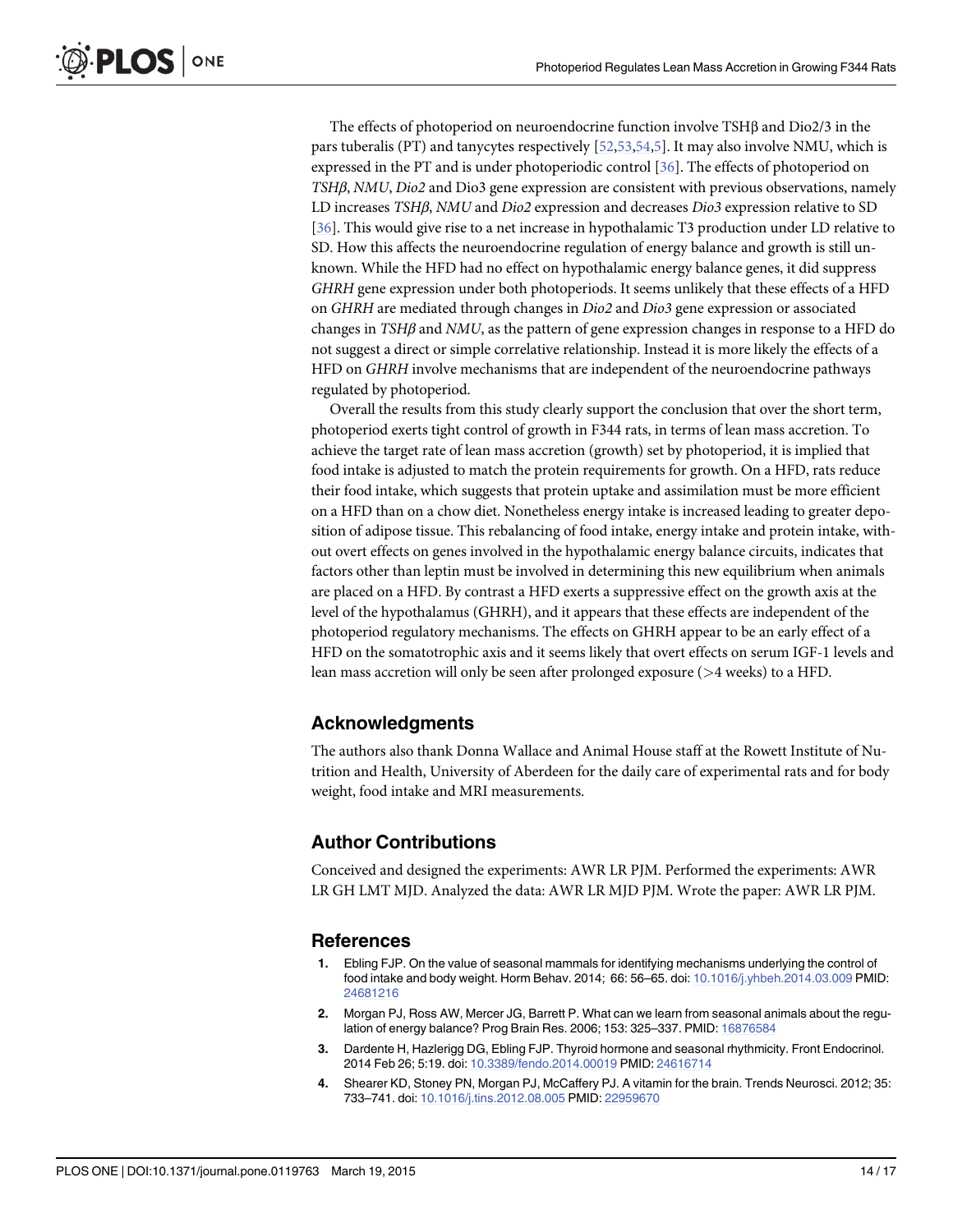The effects of photoperiod on neuroendocrine function involve TSHβ and Dio2/3 in the pars tuberalis (PT) and tanycytes respectively [52,53,54,5]. It may also involve NMU, which is expressed in the PT and is under photoperiodic control [36]. The effects of photoperiod on *TSHβ*, *NMU*, *Dio2* and Dio3 gene expression are consistent with previous observations, namely LD increases *TSHβ*, *NMU* and *Dio2* expression and decreases *Dio3* expression relative to SD [36]. This would give rise to a net increase in hypothalamic T3 production under LD relative to SD. How this affects the neuroendocrine regulation of energy balance and growth is still unknown. While the HFD had no effect on hypothalamic energy balance genes, it did suppress *GHRH* gene expression under both photoperiods. It seems unlikely that these effects of a HFD on *GHRH* are mediated through changes in *Dio2* and *Dio3* gene expression or associated changes in *TSHβ* and *NMU*, as the pattern of gene expression changes in response to a HFD do not suggest a direct or simple correlative relationship. Instead it is more likely the effects of a HFD on *GHRH* involve mechanisms that are independent of the neuroendocrine pathways regulated by photoperiod.

Overall the results from this study clearly support the conclusion that over the short term, photoperiod exerts tight control of growth in F344 rats, in terms of lean mass accretion. To achieve the target rate of lean mass accretion (growth) set by photoperiod, it is implied that food intake is adjusted to match the protein requirements for growth. On a HFD, rats reduce their food intake, which suggests that protein uptake and assimilation must be more efficient on a HFD than on a chow diet. Nonetheless energy intake is increased leading to greater deposition of adipose tissue. This rebalancing of food intake, energy intake and protein intake, without overt effects on genes involved in the hypothalamic energy balance circuits, indicates that factors other than leptin must be involved in determining this new equilibrium when animals are placed on a HFD. By contrast a HFD exerts a suppressive effect on the growth axis at the level of the hypothalamus (GHRH), and it appears that these effects are independent of the photoperiod regulatory mechanisms. The effects on GHRH appear to be an early effect of a HFD on the somatotrophic axis and it seems likely that overt effects on serum IGF-1 levels and lean mass accretion will only be seen after prolonged exposure (>4 weeks) to a HFD.

## Acknowledgments

The authors also thank Donna Wallace and Animal House staff at the Rowett Institute of Nutrition and Health, University of Aberdeen for the daily care of experimental rats and for body weight, food intake and MRI measurements.

## Author Contributions

Conceived and designed the experiments: AWR LR PJM. Performed the experiments: AWR LR GH LMT MJD. Analyzed the data: AWR LR MJD PJM. Wrote the paper: AWR LR PJM.

## References

1. Ebling FJP. On the value of seasonal mammals for identifying mechanisms underlying the control of food intake and body weight. Horm Behav. 2014; 66: 56–65. doi: 10.1016/j.yhbeh.2014.03.009 PMID: 24681216
2. Morgan PJ, Ross AW, Mercer JG, Barrett P. What can we learn from seasonal animals about the regulation of energy balance? Prog Brain Res. 2006; 153: 325–337. PMID: 16876584
3. Dardente H, Hazlerigg DG, Ebling FJP. Thyroid hormone and seasonal rhythmicity. Front Endocrinol. 2014 Feb 26; 5:19. doi: 10.3389/fendo.2014.00019 PMID: 24616714
4. Shearer KD, Stoney PN, Morgan PJ, McCaffery PJ. A vitamin for the brain. Trends Neurosci. 2012; 35: 733–741. doi: 10.1016/j.tins.2012.08.005 PMID: 22959670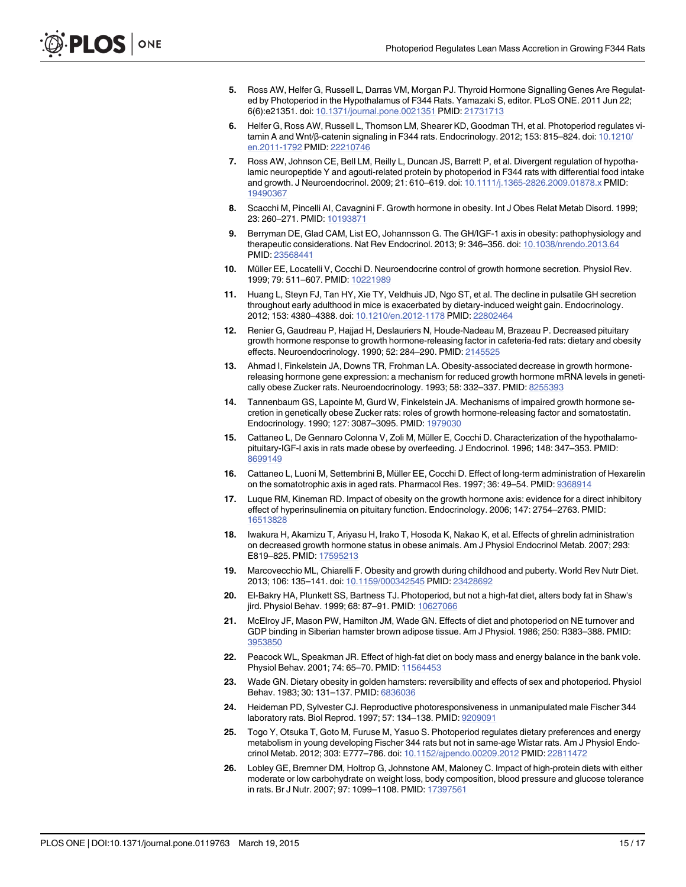5. Ross AW, Helfer G, Russell L, Darras VM, Morgan PJ. Thyroid Hormone Signalling Genes Are Regulated by Photoperiod in the Hypothalamus of F344 Rats. Yamazaki S, editor. PLoS ONE. 2011 Jun 22; 6(6):e21351. doi: 10.1371/journal.pone.0021351 PMID: 21731713
6. Helfer G, Ross AW, Russell L, Thomson LM, Shearer KD, Goodman TH, et al. Photoperiod regulates vitamin A and Wnt/β-catenin signaling in F344 rats. Endocrinology. 2012; 153: 815–824. doi: 10.1210/en.2011-1792 PMID: 22210746
7. Ross AW, Johnson CE, Bell LM, Reilly L, Duncan JS, Barrett P, et al. Divergent regulation of hypothalamic neuropeptide Y and agouti-related protein by photoperiod in F344 rats with differential food intake and growth. J Neuroendocrinol. 2009; 21: 610–619. doi: 10.1111/j.1365-2826.2009.01878.x PMID: 19490367
8. Scacchi M, Pincelli AI, Cavagnini F. Growth hormone in obesity. Int J Obes Relat Metab Disord. 1999; 23: 260–271. PMID: 10193871
9. Berryman DE, Glad CAM, List EO, Johannsson G. The GH/IGF-1 axis in obesity: pathophysiology and therapeutic considerations. Nat Rev Endocrinol. 2013; 9: 346–356. doi: 10.1038/nrendo.2013.64 PMID: 23568441
10. Müller EE, Locatelli V, Cocchi D. Neuroendocrine control of growth hormone secretion. Physiol Rev. 1999; 79: 511–607. PMID: 10221989
11. Huang L, Steyn FJ, Tan HY, Xie TY, Veldhuis JD, Ngo ST, et al. The decline in pulsatile GH secretion throughout early adulthood in mice is exacerbated by dietary-induced weight gain. Endocrinology. 2012; 153: 4380–4388. doi: 10.1210/en.2012-1178 PMID: 22802464
12. Renier G, Gaudreau P, Hajjad H, Deslauriers N, Houde-Nadeau M, Brazeau P. Decreased pituitary growth hormone response to growth hormone-releasing factor in cafeteria-fed rats: dietary and obesity effects. Neuroendocrinology. 1990; 52: 284–290. PMID: 2145525
13. Ahmad I, Finkelstein JA, Downs TR, Frohman LA. Obesity-associated decrease in growth hormone-releasing hormone gene expression: a mechanism for reduced growth hormone mRNA levels in genetically obese Zucker rats. Neuroendocrinology. 1993; 58: 332–337. PMID: 8255393
14. Tannenbaum GS, Lapointe M, Gurd W, Finkelstein JA. Mechanisms of impaired growth hormone secretion in genetically obese Zucker rats: roles of growth hormone-releasing factor and somatostatin. Endocrinology. 1990; 127: 3087–3095. PMID: 1979030
15. Cattaneo L, De Gennaro Colonna V, Zoli M, Müller E, Cocchi D. Characterization of the hypothalamo-pituitary-IGF-I axis in rats made obese by overfeeding. J Endocrinol. 1996; 148: 347–353. PMID: 8699149
16. Cattaneo L, Luoni M, Settembrini B, Müller EE, Cocchi D. Effect of long-term administration of Hexarelin on the somatotrophic axis in aged rats. Pharmacol Res. 1997; 36: 49–54. PMID: 9368914
17. Luque RM, Kineman RD. Impact of obesity on the growth hormone axis: evidence for a direct inhibitory effect of hyperinsulinemia on pituitary function. Endocrinology. 2006; 147: 2754–2763. PMID: 16513828
18. Iwakura H, Akamizu T, Ariyasu H, Irako T, Hosoda K, Nakao K, et al. Effects of ghrelin administration on decreased growth hormone status in obese animals. Am J Physiol Endocrinol Metab. 2007; 293: E819–825. PMID: 17595213
19. Marcovecchio ML, Chiarelli F. Obesity and growth during childhood and puberty. World Rev Nutr Diet. 2013; 106: 135–141. doi: 10.1159/000342545 PMID: 23428692
20. El-Bakry HA, Plunkett SS, Bartness TJ. Photoperiod, but not a high-fat diet, alters body fat in Shaw's jird. Physiol Behav. 1999; 68: 87–91. PMID: 10627066
21. McElroy JF, Mason PW, Hamilton JM, Wade GN. Effects of diet and photoperiod on NE turnover and GDP binding in Siberian hamster brown adipose tissue. Am J Physiol. 1986; 250: R383–388. PMID: 3953850
22. Peacock WL, Speakman JR. Effect of high-fat diet on body mass and energy balance in the bank vole. Physiol Behav. 2001; 74: 65–70. PMID: 11564453
23. Wade GN. Dietary obesity in golden hamsters: reversibility and effects of sex and photoperiod. Physiol Behav. 1983; 30: 131–137. PMID: 6836036
24. Heideman PD, Sylvester CJ. Reproductive photoresponsiveness in unmanipulated male Fischer 344 laboratory rats. Biol Reprod. 1997; 57: 134–138. PMID: 9209091
25. Togo Y, Otsuka T, Goto M, Furuse M, Yasuo S. Photoperiod regulates dietary preferences and energy metabolism in young developing Fischer 344 rats but not in same-age Wistar rats. Am J Physiol Endocrinol Metab. 2012; 303: E777–786. doi: 10.1152/ajpendo.00209.2012 PMID: 22811472
26. Lobley GE, Bremner DM, Holtrop G, Johnstone AM, Maloney C. Impact of high-protein diets with either moderate or low carbohydrate on weight loss, body composition, blood pressure and glucose tolerance in rats. Br J Nutr. 2007; 97: 1099–1108. PMID: 17397561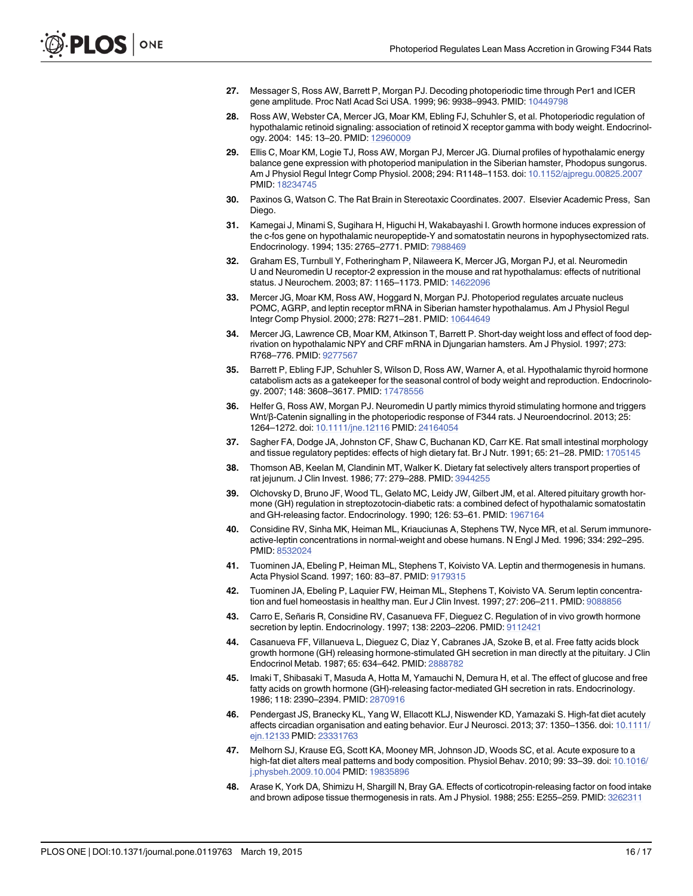27. Messager S, Ross AW, Barrett P, Morgan PJ. Decoding photoperiodic time through Per1 and ICER gene amplitude. Proc Natl Acad Sci USA. 1999; 96: 9938–9943. PMID: 10449798

28. Ross AW, Webster CA, Mercer JG, Moar KM, Ebling FJ, Schuhler S, et al. Photoperiodic regulation of hypothalamic retinoid signaling: association of retinoid X receptor gamma with body weight. Endocrinology. 2004: 145: 13–20. PMID: 12960009

29. Ellis C, Moar KM, Logie TJ, Ross AW, Morgan PJ, Mercer JG. Diurnal profiles of hypothalamic energy balance gene expression with photoperiod manipulation in the Siberian hamster, Phodopus sungorus. Am J Physiol Regul Integr Comp Physiol. 2008; 294: R1148–1153. doi: 10.1152/ajpregu.00825.2007 PMID: 18234745

30. Paxinos G, Watson C. The Rat Brain in Stereotaxic Coordinates. 2007. Elsevier Academic Press, San Diego.

31. Kamegai J, Minami S, Sugihara H, Higuchi H, Wakabayashi I. Growth hormone induces expression of the c-fos gene on hypothalamic neuropeptide-Y and somatostatin neurons in hypophysectomized rats. Endocrinology. 1994; 135: 2765–2771. PMID: 7988469

32. Graham ES, Turnbull Y, Fotheringham P, Nilaweera K, Mercer JG, Morgan PJ, et al. Neuromedin U and Neuromedin U receptor-2 expression in the mouse and rat hypothalamus: effects of nutritional status. J Neurochem. 2003; 87: 1165–1173. PMID: 14622096

33. Mercer JG, Moar KM, Ross AW, Hoggard N, Morgan PJ. Photoperiod regulates arcuate nucleus POMC, AGRP, and leptin receptor mRNA in Siberian hamster hypothalamus. Am J Physiol Regul Integr Comp Physiol. 2000; 278: R271–281. PMID: 10644649

34. Mercer JG, Lawrence CB, Moar KM, Atkinson T, Barrett P. Short-day weight loss and effect of food deprivation on hypothalamic NPY and CRF mRNA in Djungarian hamsters. Am J Physiol. 1997; 273: R768–776. PMID: 9277567

35. Barrett P, Ebling FJP, Schuhler S, Wilson D, Ross AW, Warner A, et al. Hypothalamic thyroid hormone catabolism acts as a gatekeeper for the seasonal control of body weight and reproduction. Endocrinology. 2007; 148: 3608–3617. PMID: 17478556

36. Helfer G, Ross AW, Morgan PJ. Neuromedin U partly mimics thyroid stimulating hormone and triggers Wnt/β-Catenin signalling in the photoperiodic response of F344 rats. J Neuroendocrinol. 2013; 25: 1264–1272. doi: 10.1111/jne.12116 PMID: 24164054

37. Sagher FA, Dodge JA, Johnston CF, Shaw C, Buchanan KD, Carr KE. Rat small intestinal morphology and tissue regulatory peptides: effects of high dietary fat. Br J Nutr. 1991; 65: 21–28. PMID: 1705145

38. Thomson AB, Keelan M, Clandinin MT, Walker K. Dietary fat selectively alters transport properties of rat jejunum. J Clin Invest. 1986; 77: 279–288. PMID: 3944255

39. Olchovsky D, Bruno JF, Wood TL, Gelato MC, Leidy JW, Gilbert JM, et al. Altered pituitary growth hormone (GH) regulation in streptozotocin-diabetic rats: a combined defect of hypothalamic somatostatin and GH-releasing factor. Endocrinology. 1990; 126: 53–61. PMID: 1967164

40. Considine RV, Sinha MK, Heiman ML, Kriauciunas A, Stephens TW, Nyce MR, et al. Serum immunoreactive-leptin concentrations in normal-weight and obese humans. N Engl J Med. 1996; 334: 292–295. PMID: 8532024

41. Tuominen JA, Ebeling P, Heiman ML, Stephens T, Koivisto VA. Leptin and thermogenesis in humans. Acta Physiol Scand. 1997; 160: 83–87. PMID: 9179315

42. Tuominen JA, Ebeling P, Laquier FW, Heiman ML, Stephens T, Koivisto VA. Serum leptin concentration and fuel homeostasis in healthy man. Eur J Clin Invest. 1997; 27: 206–211. PMID: 9088856

43. Carro E, Señaris R, Considine RV, Casanueva FF, Dieguez C. Regulation of in vivo growth hormone secretion by leptin. Endocrinology. 1997; 138: 2203–2206. PMID: 9112421

44. Casanueva FF, Villanueva L, Dieguez C, Diaz Y, Cabranes JA, Szoke B, et al. Free fatty acids block growth hormone (GH) releasing hormone-stimulated GH secretion in man directly at the pituitary. J Clin Endocrinol Metab. 1987; 65: 634–642. PMID: 2888782

45. Imaki T, Shibasaki T, Masuda A, Hotta M, Yamauchi N, Demura H, et al. The effect of glucose and free fatty acids on growth hormone (GH)-releasing factor-mediated GH secretion in rats. Endocrinology. 1986; 118: 2390–2394. PMID: 2870916

46. Pendergast JS, Branecky KL, Yang W, Ellacott KLJ, Niswender KD, Yamazaki S. High-fat diet acutely affects circadian organisation and eating behavior. Eur J Neurosci. 2013; 37: 1350–1356. doi: 10.1111/ejn.12133 PMID: 23331763

47. Melhorn SJ, Krause EG, Scott KA, Mooney MR, Johnson JD, Woods SC, et al. Acute exposure to a high-fat diet alters meal patterns and body composition. Physiol Behav. 2010; 99: 33–39. doi: 10.1016/j.physbeh.2009.10.004 PMID: 19835896

48. Arase K, York DA, Shimizu H, Shargill N, Bray GA. Effects of corticotropin-releasing factor on food intake and brown adipose tissue thermogenesis in rats. Am J Physiol. 1988; 255: E255–259. PMID: 3262311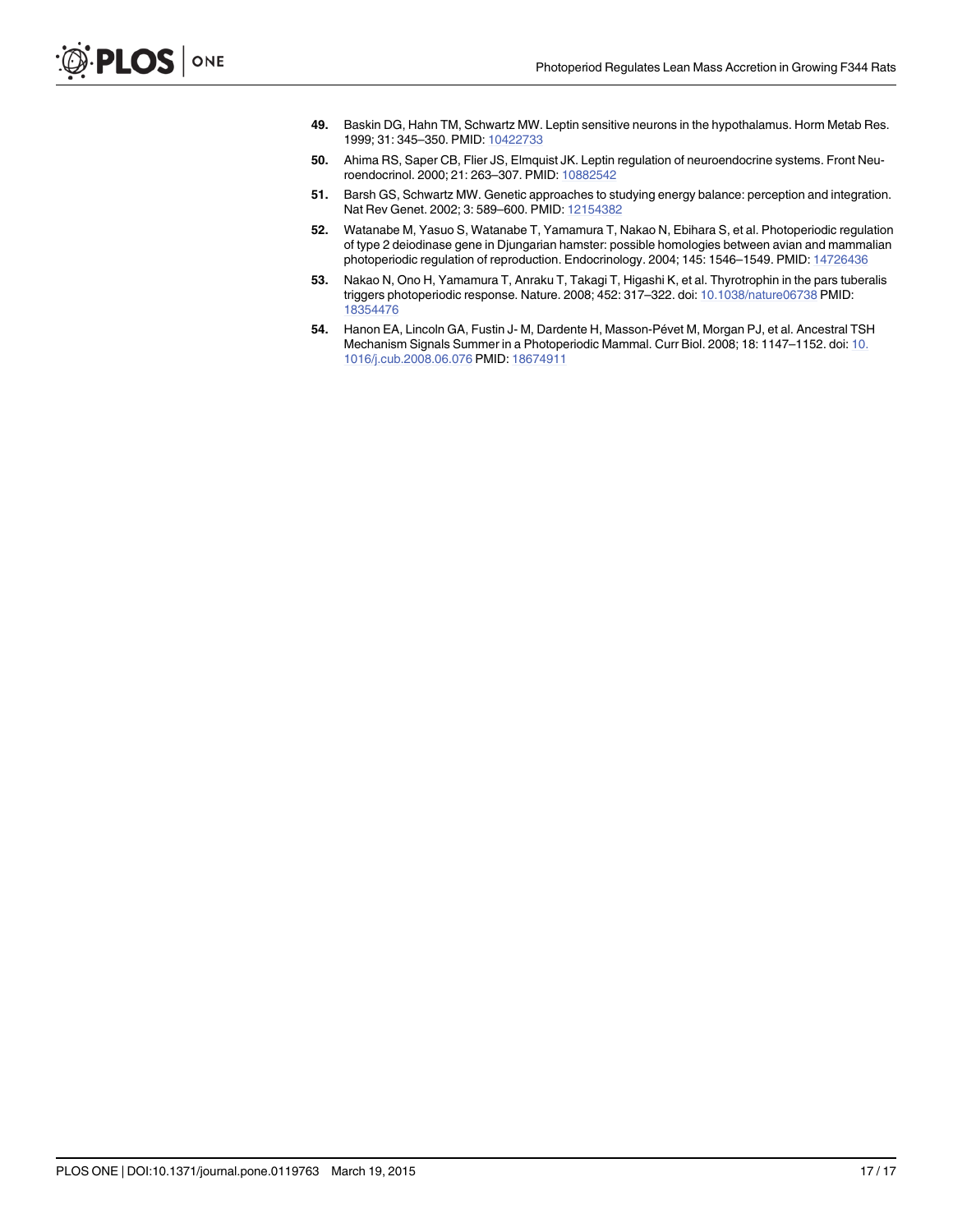49. Baskin DG, Hahn TM, Schwartz MW. Leptin sensitive neurons in the hypothalamus. Horm Metab Res. 1999; 31: 345–350. PMID: 10422733

50. Ahima RS, Saper CB, Flier JS, Elmquist JK. Leptin regulation of neuroendocrine systems. Front Neuroendocrinol. 2000; 21: 263–307. PMID: 10882542

51. Barsh GS, Schwartz MW. Genetic approaches to studying energy balance: perception and integration. Nat Rev Genet. 2002; 3: 589–600. PMID: 12154382

52. Watanabe M, Yasuo S, Watanabe T, Yamamura T, Nakao N, Ebihara S, et al. Photoperiodic regulation of type 2 deiodinase gene in Djungarian hamster: possible homologies between avian and mammalian photoperiodic regulation of reproduction. Endocrinology. 2004; 145: 1546–1549. PMID: 14726436

53. Nakao N, Ono H, Yamamura T, Anraku T, Takagi T, Higashi K, et al. Thyrotrophin in the pars tuberalis triggers photoperiodic response. Nature. 2008; 452: 317–322. doi: 10.1038/nature06738 PMID: 18354476

54. Hanon EA, Lincoln GA, Fustin J- M, Dardente H, Masson-Pévet M, Morgan PJ, et al. Ancestral TSH Mechanism Signals Summer in a Photoperiodic Mammal. Curr Biol. 2008; 18: 1147–1152. doi: 10.1016/j.cub.2008.06.076 PMID: 18674911